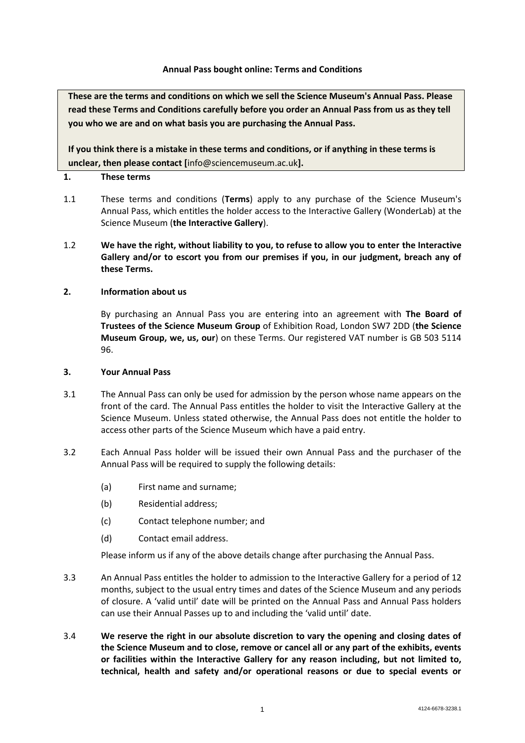**Annual Pass bought online: Terms and Conditions**

**These are the terms and conditions on which we sell the Science Museum's Annual Pass. Please read these Terms and Conditions carefully before you order an Annual Pass from us as they tell you who we are and on what basis you are purchasing the Annual Pass.**

**If you think there is a mistake in these terms and conditions, or if anything in these terms is unclear, then please contact [**info@sciencemuseum.ac.uk**].**

**1. These terms**

1.1 These terms and conditions (**Terms**) apply to any purchase of the Science Museum's Annual Pass, which entitles the holder access to the Interactive Gallery (WonderLab) at the Science Museum (**the Interactive Gallery**).

1.2 **We have the right, without liability to you, to refuse to allow you to enter the Interactive Gallery and/or to escort you from our premises if you, in our judgment, breach any of these Terms.**

**2. Information about us**

By purchasing an Annual Pass you are entering into an agreement with **The Board of Trustees of the Science Museum Group** of Exhibition Road, London SW7 2DD (**the Science Museum Group, we, us, our**) on these Terms. Our registered VAT number is GB 503 5114 96.

**3. Your Annual Pass**

3.1 The Annual Pass can only be used for admission by the person whose name appears on the front of the card. The Annual Pass entitles the holder to visit the Interactive Gallery at the Science Museum. Unless stated otherwise, the Annual Pass does not entitle the holder to access other parts of the Science Museum which have a paid entry.

3.2 Each Annual Pass holder will be issued their own Annual Pass and the purchaser of the Annual Pass will be required to supply the following details:

(a) First name and surname;

(b) Residential address;

(c) Contact telephone number; and

(d) Contact email address.

Please inform us if any of the above details change after purchasing the Annual Pass.

3.3 An Annual Pass entitles the holder to admission to the Interactive Gallery for a period of 12 months, subject to the usual entry times and dates of the Science Museum and any periods of closure. A 'valid until' date will be printed on the Annual Pass and Annual Pass holders can use their Annual Passes up to and including the 'valid until' date.

3.4 **We reserve the right in our absolute discretion to vary the opening and closing dates of the Science Museum and to close, remove or cancel all or any part of the exhibits, events or facilities within the Interactive Gallery for any reason including, but not limited to, technical, health and safety and/or operational reasons or due to special events or**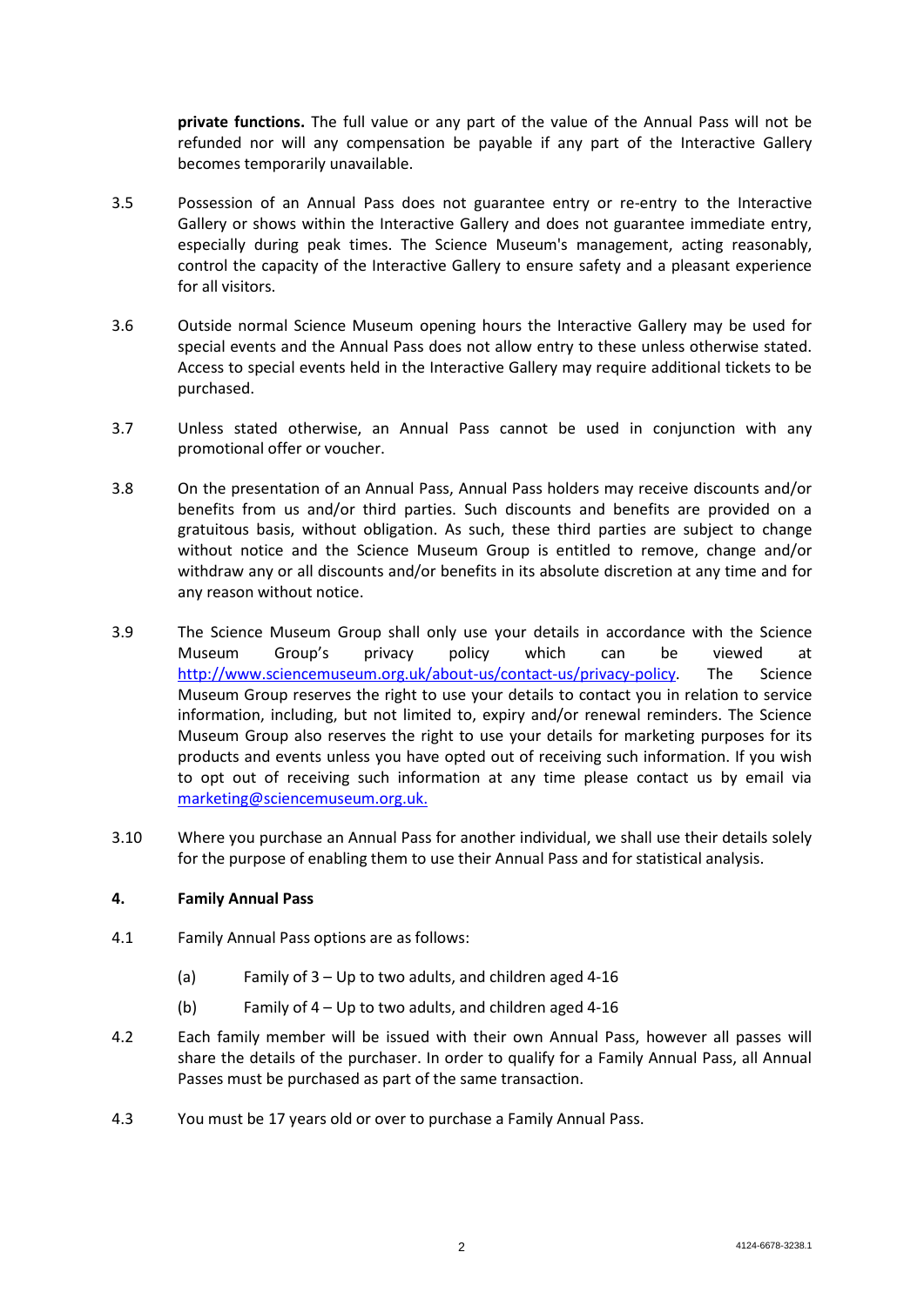**private functions.** The full value or any part of the value of the Annual Pass will not be refunded nor will any compensation be payable if any part of the Interactive Gallery becomes temporarily unavailable.

3.5 Possession of an Annual Pass does not guarantee entry or re-entry to the Interactive Gallery or shows within the Interactive Gallery and does not guarantee immediate entry, especially during peak times. The Science Museum's management, acting reasonably, control the capacity of the Interactive Gallery to ensure safety and a pleasant experience for all visitors.

3.6 Outside normal Science Museum opening hours the Interactive Gallery may be used for special events and the Annual Pass does not allow entry to these unless otherwise stated. Access to special events held in the Interactive Gallery may require additional tickets to be purchased.

3.7 Unless stated otherwise, an Annual Pass cannot be used in conjunction with any promotional offer or voucher.

3.8 On the presentation of an Annual Pass, Annual Pass holders may receive discounts and/or benefits from us and/or third parties. Such discounts and benefits are provided on a gratuitous basis, without obligation. As such, these third parties are subject to change without notice and the Science Museum Group is entitled to remove, change and/or withdraw any or all discounts and/or benefits in its absolute discretion at any time and for any reason without notice.

3.9 The Science Museum Group shall only use your details in accordance with the Science Museum Group's privacy policy which can be viewed at [http://www.sciencemuseum.org.uk/about-us/contact-us/privacy-policy](http://www.sciencemuseum.org.uk/about-us/contact-us/privacy-policy). The Science Museum Group reserves the right to use your details to contact you in relation to service information, including, but not limited to, expiry and/or renewal reminders. The Science Museum Group also reserves the right to use your details for marketing purposes for its products and events unless you have opted out of receiving such information. If you wish to opt out of receiving such information at any time please contact us by email via [marketing@sciencemuseum.org.uk.](mailto:marketing@sciencemuseum.org.uk)

3.10 Where you purchase an Annual Pass for another individual, we shall use their details solely for the purpose of enabling them to use their Annual Pass and for statistical analysis.

## 4. Family Annual Pass

4.1 Family Annual Pass options are as follows:

(a) Family of 3 – Up to two adults, and children aged 4-16

(b) Family of 4 – Up to two adults, and children aged 4-16

4.2 Each family member will be issued with their own Annual Pass, however all passes will share the details of the purchaser. In order to qualify for a Family Annual Pass, all Annual Passes must be purchased as part of the same transaction.

4.3 You must be 17 years old or over to purchase a Family Annual Pass.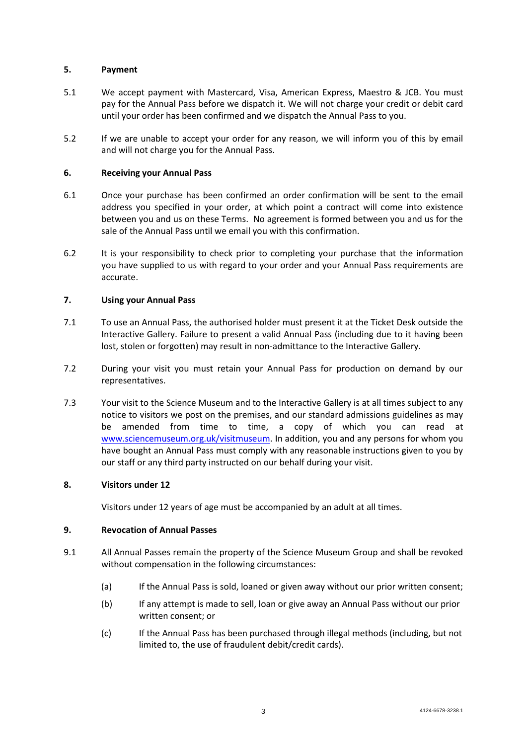## 5. Payment

5.1 We accept payment with Mastercard, Visa, American Express, Maestro & JCB. You must pay for the Annual Pass before we dispatch it. We will not charge your credit or debit card until your order has been confirmed and we dispatch the Annual Pass to you.

5.2 If we are unable to accept your order for any reason, we will inform you of this by email and will not charge you for the Annual Pass.

## 6. Receiving your Annual Pass

6.1 Once your purchase has been confirmed an order confirmation will be sent to the email address you specified in your order, at which point a contract will come into existence between you and us on these Terms. No agreement is formed between you and us for the sale of the Annual Pass until we email you with this confirmation.

6.2 It is your responsibility to check prior to completing your purchase that the information you have supplied to us with regard to your order and your Annual Pass requirements are accurate.

## 7. Using your Annual Pass

7.1 To use an Annual Pass, the authorised holder must present it at the Ticket Desk outside the Interactive Gallery. Failure to present a valid Annual Pass (including due to it having been lost, stolen or forgotten) may result in non-admittance to the Interactive Gallery.

7.2 During your visit you must retain your Annual Pass for production on demand by our representatives.

7.3 Your visit to the Science Museum and to the Interactive Gallery is at all times subject to any notice to visitors we post on the premises, and our standard admissions guidelines as may be amended from time to time, a copy of which you can read at [www.sciencemuseum.org.uk/visitmuseum](www.sciencemuseum.org.uk/visitmuseum). In addition, you and any persons for whom you have bought an Annual Pass must comply with any reasonable instructions given to you by our staff or any third party instructed on our behalf during your visit.

## 8. Visitors under 12

Visitors under 12 years of age must be accompanied by an adult at all times.

## 9. Revocation of Annual Passes

9.1 All Annual Passes remain the property of the Science Museum Group and shall be revoked without compensation in the following circumstances:

(a) If the Annual Pass is sold, loaned or given away without our prior written consent;

(b) If any attempt is made to sell, loan or give away an Annual Pass without our prior written consent; or

(c) If the Annual Pass has been purchased through illegal methods (including, but not limited to, the use of fraudulent debit/credit cards).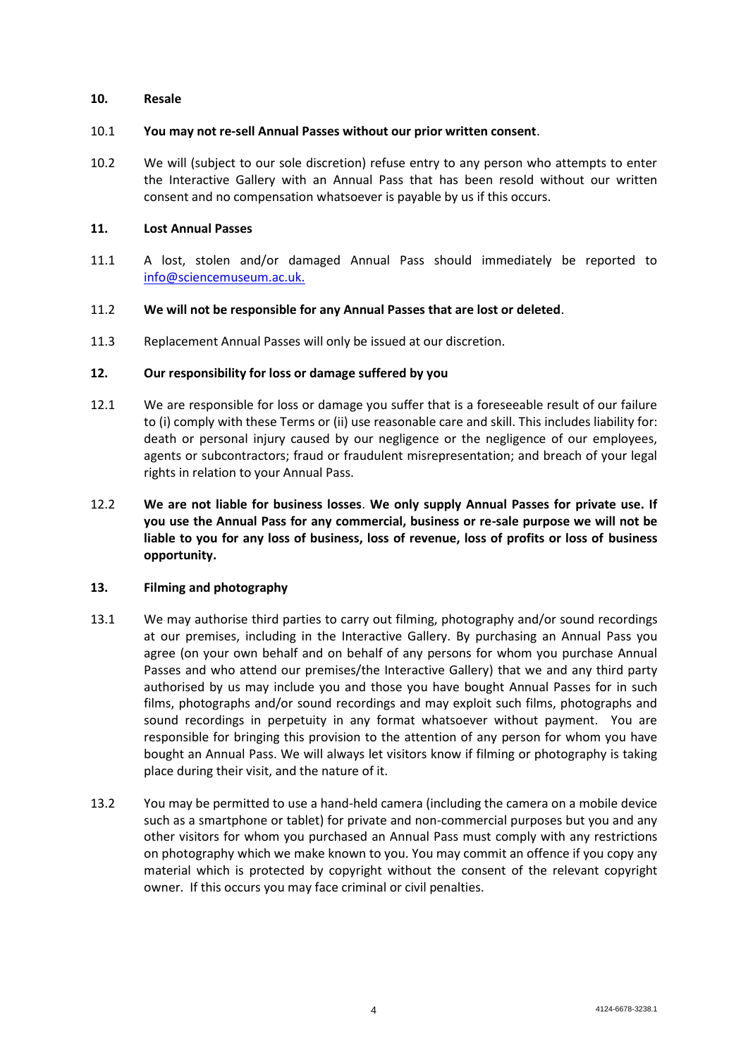**10. Resale**

10.1 **You may not re-sell Annual Passes without our prior written consent**.

10.2 We will (subject to our sole discretion) refuse entry to any person who attempts to enter the Interactive Gallery with an Annual Pass that has been resold without our written consent and no compensation whatsoever is payable by us if this occurs.

**11. Lost Annual Passes**

11.1 A lost, stolen and/or damaged Annual Pass should immediately be reported to info@sciencemuseum.ac.uk.

11.2 **We will not be responsible for any Annual Passes that are lost or deleted**.

11.3 Replacement Annual Passes will only be issued at our discretion.

**12. Our responsibility for loss or damage suffered by you**

12.1 We are responsible for loss or damage you suffer that is a foreseeable result of our failure to (i) comply with these Terms or (ii) use reasonable care and skill. This includes liability for: death or personal injury caused by our negligence or the negligence of our employees, agents or subcontractors; fraud or fraudulent misrepresentation; and breach of your legal rights in relation to your Annual Pass.

12.2 **We are not liable for business losses**. **We only supply Annual Passes for private use. If you use the Annual Pass for any commercial, business or re-sale purpose we will not be liable to you for any loss of business, loss of revenue, loss of profits or loss of business opportunity.**

**13. Filming and photography**

13.1 We may authorise third parties to carry out filming, photography and/or sound recordings at our premises, including in the Interactive Gallery. By purchasing an Annual Pass you agree (on your own behalf and on behalf of any persons for whom you purchase Annual Passes and who attend our premises/the Interactive Gallery) that we and any third party authorised by us may include you and those you have bought Annual Passes for in such films, photographs and/or sound recordings and may exploit such films, photographs and sound recordings in perpetuity in any format whatsoever without payment. You are responsible for bringing this provision to the attention of any person for whom you have bought an Annual Pass. We will always let visitors know if filming or photography is taking place during their visit, and the nature of it.

13.2 You may be permitted to use a hand-held camera (including the camera on a mobile device such as a smartphone or tablet) for private and non-commercial purposes but you and any other visitors for whom you purchased an Annual Pass must comply with any restrictions on photography which we make known to you. You may commit an offence if you copy any material which is protected by copyright without the consent of the relevant copyright owner. If this occurs you may face criminal or civil penalties.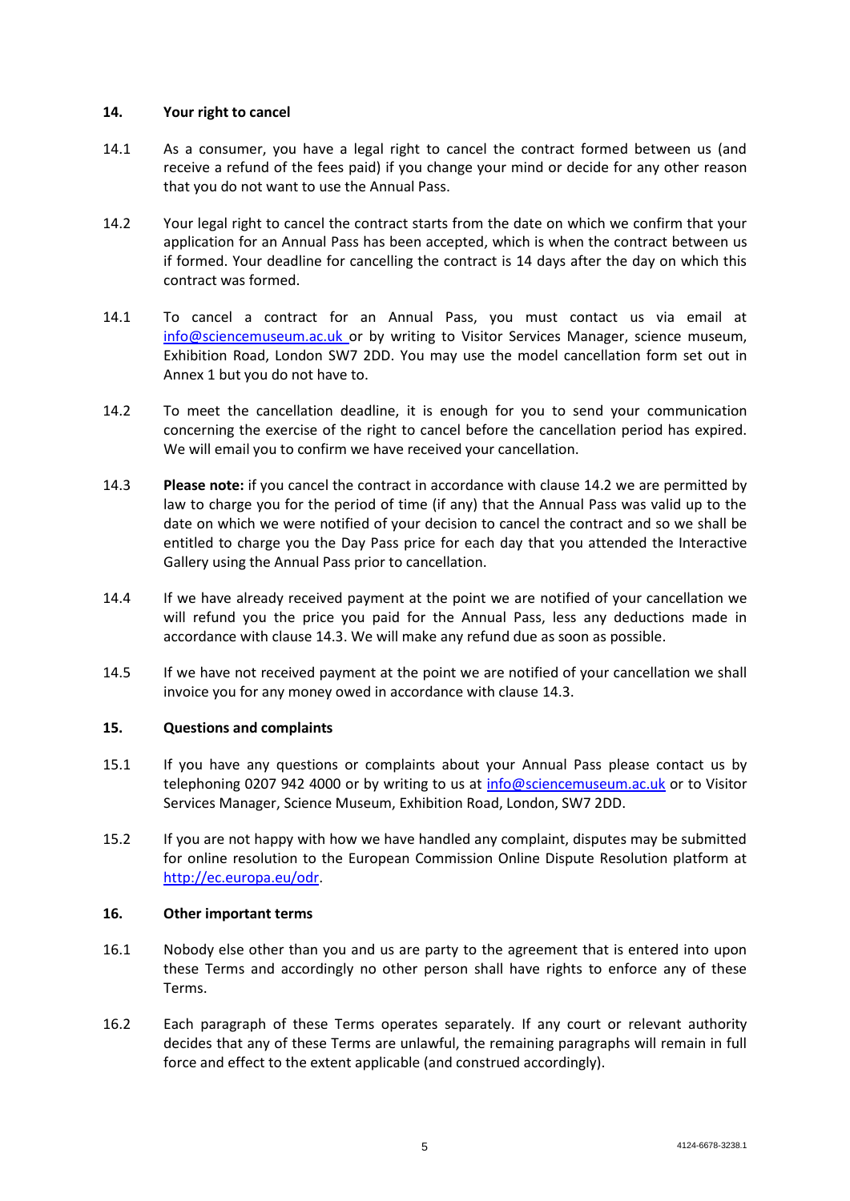**14. Your right to cancel**

14.1 As a consumer, you have a legal right to cancel the contract formed between us (and receive a refund of the fees paid) if you change your mind or decide for any other reason that you do not want to use the Annual Pass.

14.2 Your legal right to cancel the contract starts from the date on which we confirm that your application for an Annual Pass has been accepted, which is when the contract between us if formed. Your deadline for cancelling the contract is 14 days after the day on which this contract was formed.

14.1 To cancel a contract for an Annual Pass, you must contact us via email at info@sciencemuseum.ac.uk or by writing to Visitor Services Manager, science museum, Exhibition Road, London SW7 2DD. You may use the model cancellation form set out in Annex 1 but you do not have to.

14.2 To meet the cancellation deadline, it is enough for you to send your communication concerning the exercise of the right to cancel before the cancellation period has expired. We will email you to confirm we have received your cancellation.

14.3 **Please note:** if you cancel the contract in accordance with clause 14.2 we are permitted by law to charge you for the period of time (if any) that the Annual Pass was valid up to the date on which we were notified of your decision to cancel the contract and so we shall be entitled to charge you the Day Pass price for each day that you attended the Interactive Gallery using the Annual Pass prior to cancellation.

14.4 If we have already received payment at the point we are notified of your cancellation we will refund you the price you paid for the Annual Pass, less any deductions made in accordance with clause 14.3. We will make any refund due as soon as possible.

14.5 If we have not received payment at the point we are notified of your cancellation we shall invoice you for any money owed in accordance with clause 14.3.

**15. Questions and complaints**

15.1 If you have any questions or complaints about your Annual Pass please contact us by telephoning 0207 942 4000 or by writing to us at info@sciencemuseum.ac.uk or to Visitor Services Manager, Science Museum, Exhibition Road, London, SW7 2DD.

15.2 If you are not happy with how we have handled any complaint, disputes may be submitted for online resolution to the European Commission Online Dispute Resolution platform at http://ec.europa.eu/odr.

**16. Other important terms**

16.1 Nobody else other than you and us are party to the agreement that is entered into upon these Terms and accordingly no other person shall have rights to enforce any of these Terms.

16.2 Each paragraph of these Terms operates separately. If any court or relevant authority decides that any of these Terms are unlawful, the remaining paragraphs will remain in full force and effect to the extent applicable (and construed accordingly).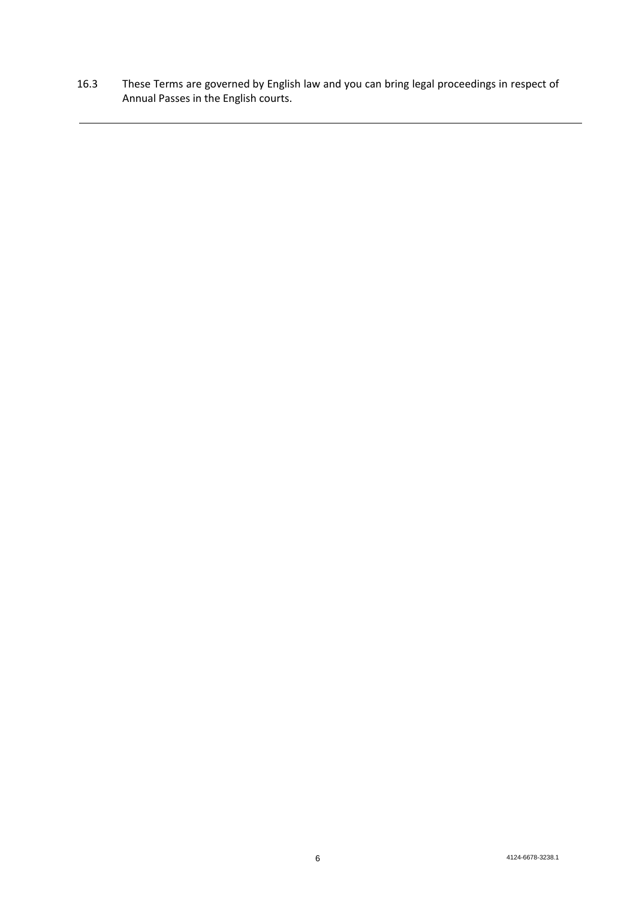16.3 These Terms are governed by English law and you can bring legal proceedings in respect of Annual Passes in the English courts.

---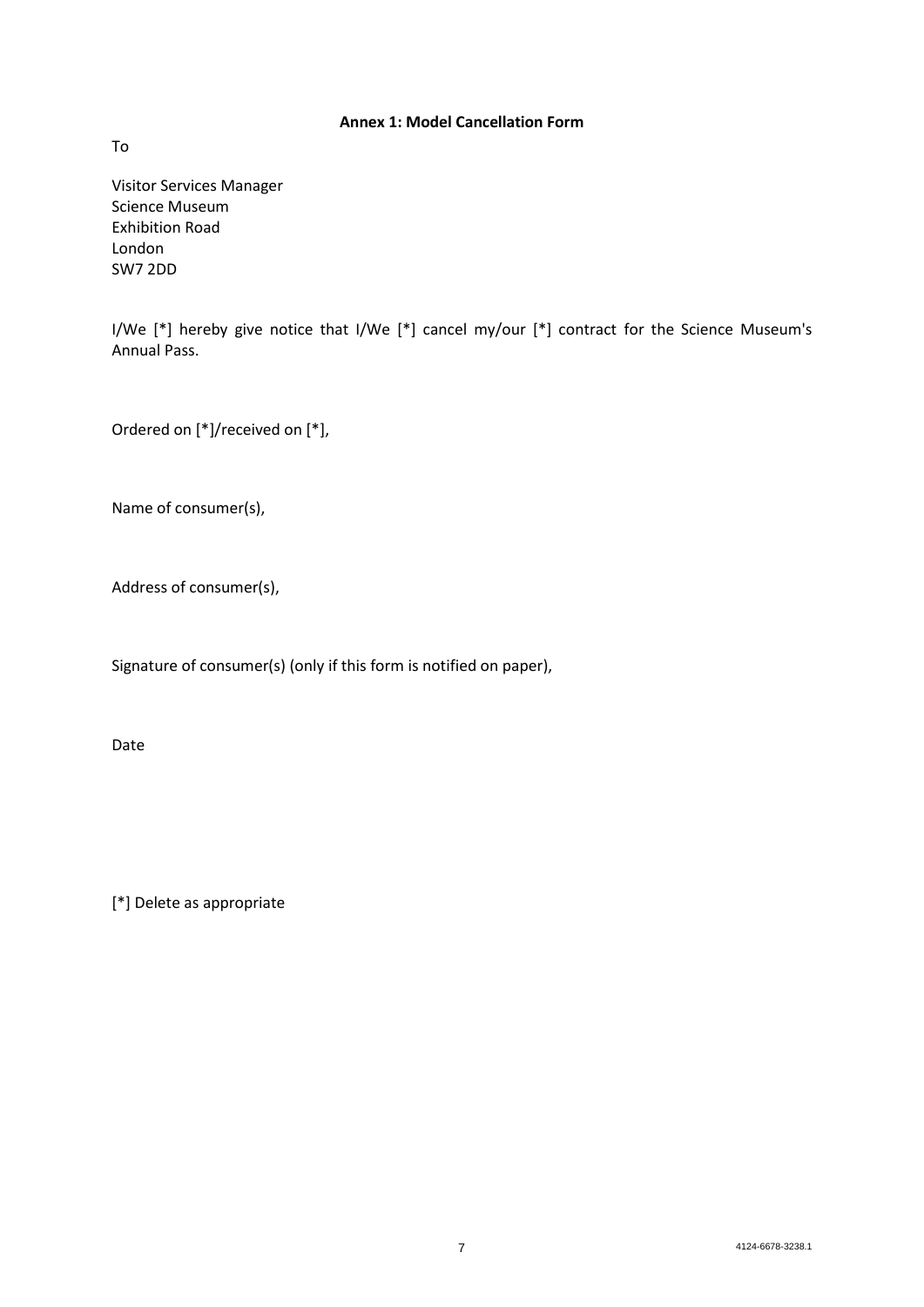## Annex 1: Model Cancellation Form

To

Visitor Services Manager
Science Museum
Exhibition Road
London
SW7 2DD

I/We [*] hereby give notice that I/We [*] cancel my/our [*] contract for the Science Museum's Annual Pass.

Ordered on [*]/received on [*],

Name of consumer(s),

Address of consumer(s),

Signature of consumer(s) (only if this form is notified on paper),

Date

[*] Delete as appropriate

4124-6678-3238.1